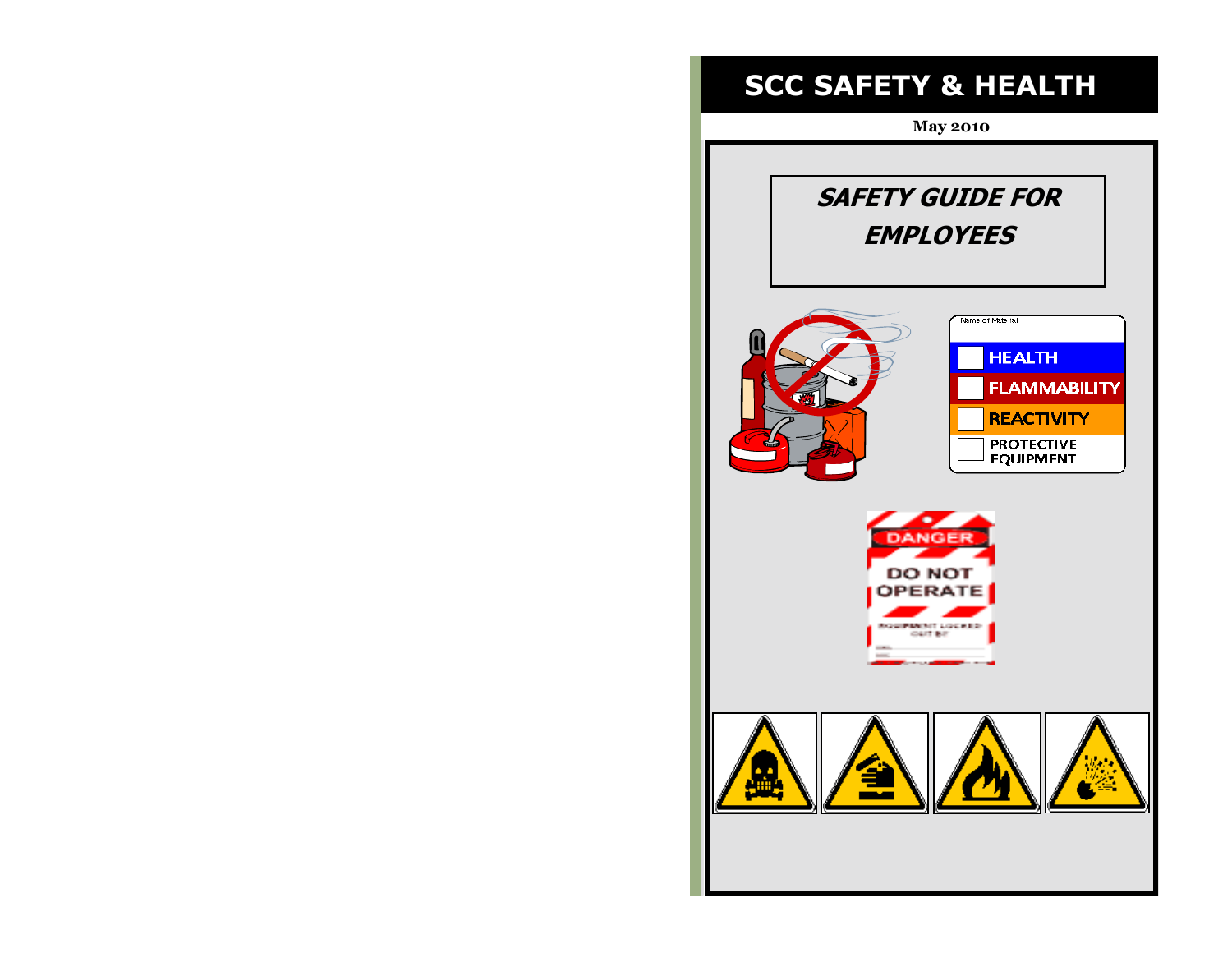# SCC SAFETY & HEALTH

**May 2010**

## *SAFETY GUIDE FOR EMPLOYEES*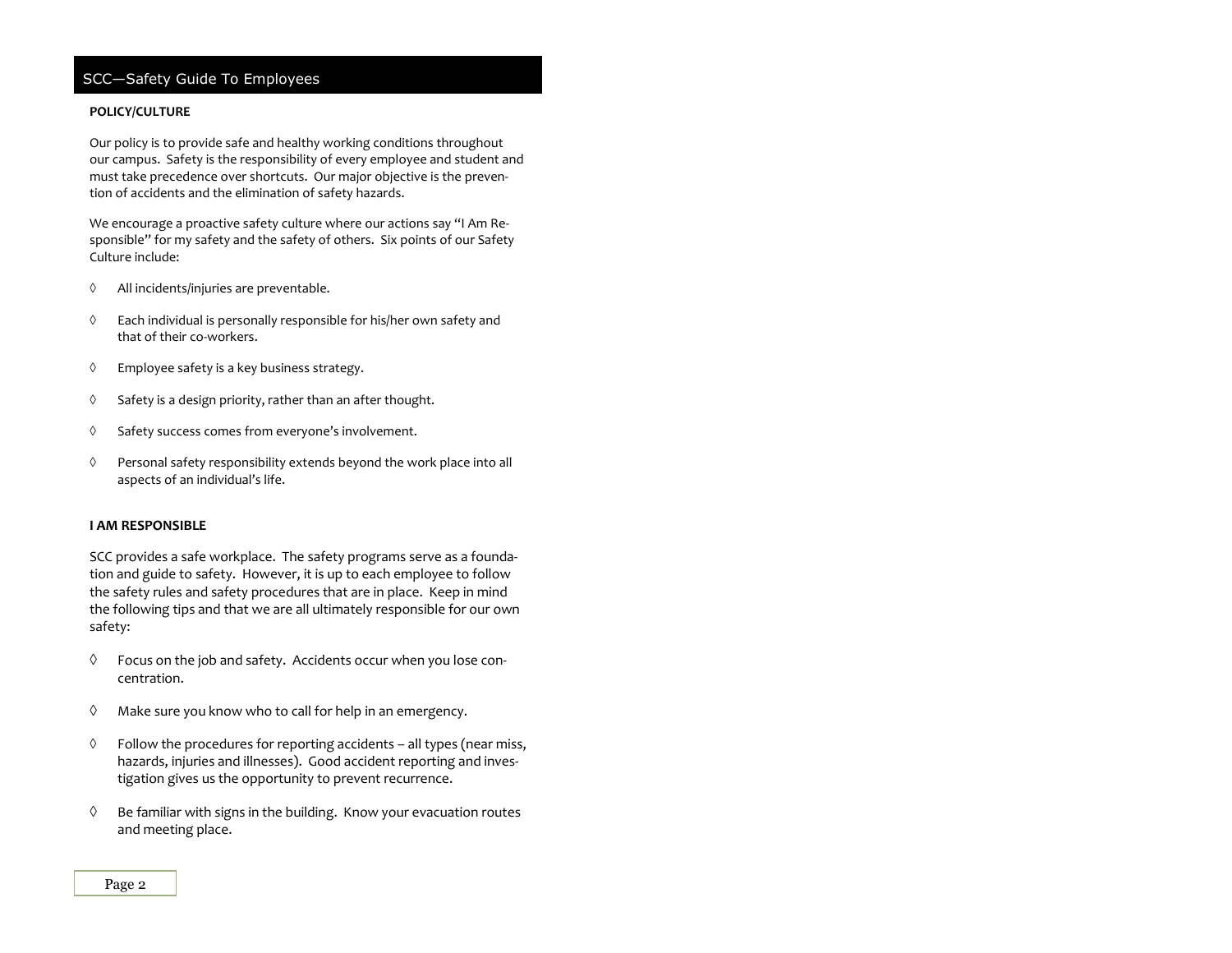## POLICY/CULTURE

Our policy is to provide safe and healthy working conditions throughout our campus. Safety is the responsibility of every employee and student and must take precedence over shortcuts. Our major objective is the prevention of accidents and the elimination of safety hazards.

We encourage a proactive safety culture where our actions say "I Am Responsible" for my safety and the safety of others. Six points of our Safety Culture include:

- All incidents/injuries are preventable.
- Each individual is personally responsible for his/her own safety and that of their co-workers.
- Employee safety is a key business strategy.
- Safety is a design priority, rather than an after thought.
- Safety success comes from everyone's involvement.
- Personal safety responsibility extends beyond the work place into all aspects of an individual's life.

## I AM RESPONSIBLE

SCC provides a safe workplace. The safety programs serve as a foundation and guide to safety. However, it is up to each employee to follow the safety rules and safety procedures that are in place. Keep in mind the following tips and that we are all ultimately responsible for our own safety:

- Focus on the job and safety. Accidents occur when you lose concentration.
- Make sure you know who to call for help in an emergency.
- Follow the procedures for reporting accidents – all types (near miss, hazards, injuries and illnesses). Good accident reporting and investigation gives us the opportunity to prevent recurrence.
- Be familiar with signs in the building. Know your evacuation routes and meeting place.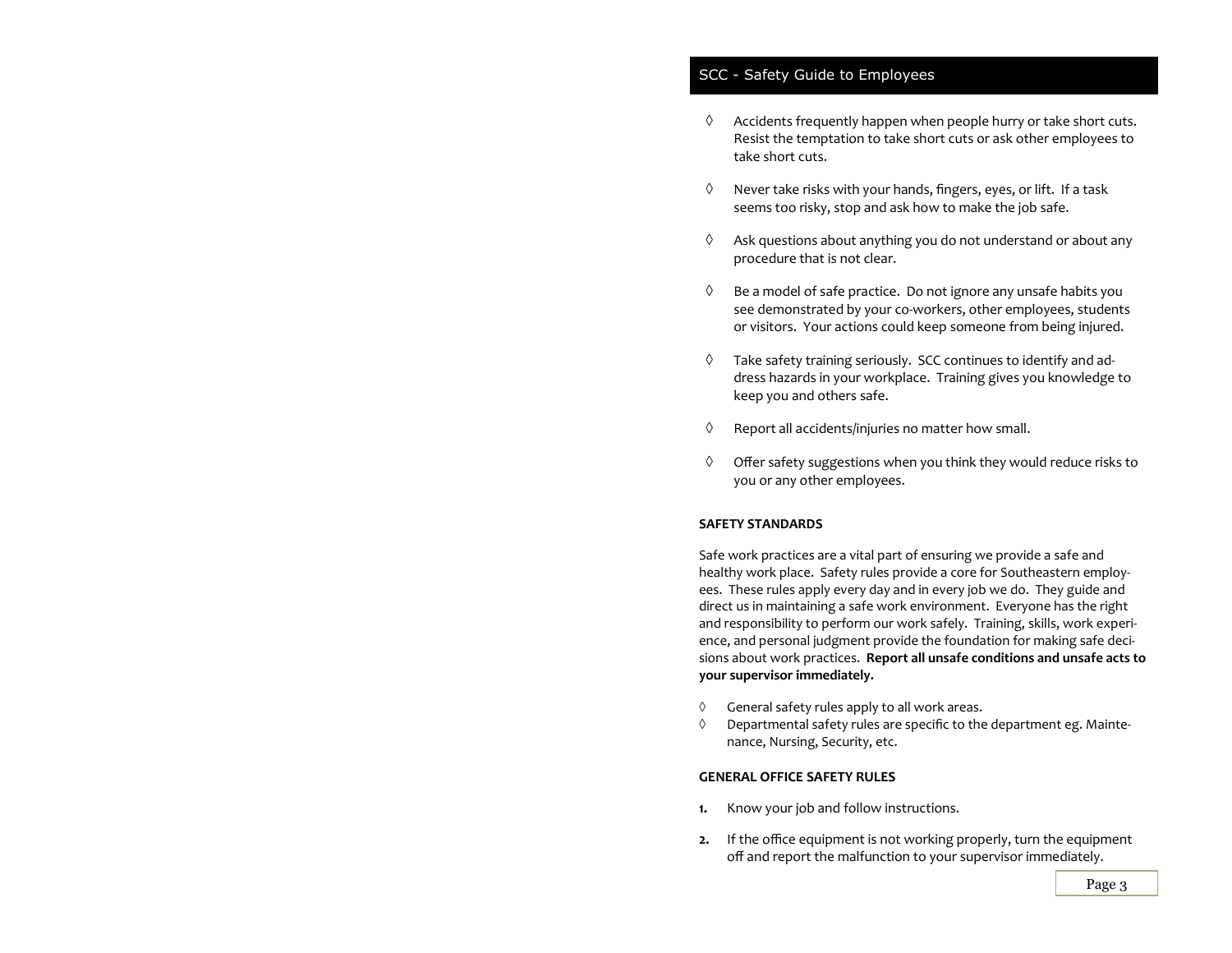- Accidents frequently happen when people hurry or take short cuts. Resist the temptation to take short cuts or ask other employees to take short cuts.

- Never take risks with your hands, fingers, eyes, or lift. If a task seems too risky, stop and ask how to make the job safe.

- Ask questions about anything you do not understand or about any procedure that is not clear.

- Be a model of safe practice. Do not ignore any unsafe habits you see demonstrated by your co-workers, other employees, students or visitors. Your actions could keep someone from being injured.

- Take safety training seriously. SCC continues to identify and address hazards in your workplace. Training gives you knowledge to keep you and others safe.

- Report all accidents/injuries no matter how small.

- Offer safety suggestions when you think they would reduce risks to you or any other employees.

## SAFETY STANDARDS

Safe work practices are a vital part of ensuring we provide a safe and healthy work place. Safety rules provide a core for Southeastern employees. These rules apply every day and in every job we do. They guide and direct us in maintaining a safe work environment. Everyone has the right and responsibility to perform our work safely. Training, skills, work experience, and personal judgment provide the foundation for making safe decisions about work practices. **Report all unsafe conditions and unsafe acts to your supervisor immediately.**

- General safety rules apply to all work areas.
- Departmental safety rules are specific to the department eg. Maintenance, Nursing, Security, etc.

## GENERAL OFFICE SAFETY RULES

1. Know your job and follow instructions.

2. If the office equipment is not working properly, turn the equipment off and report the malfunction to your supervisor immediately.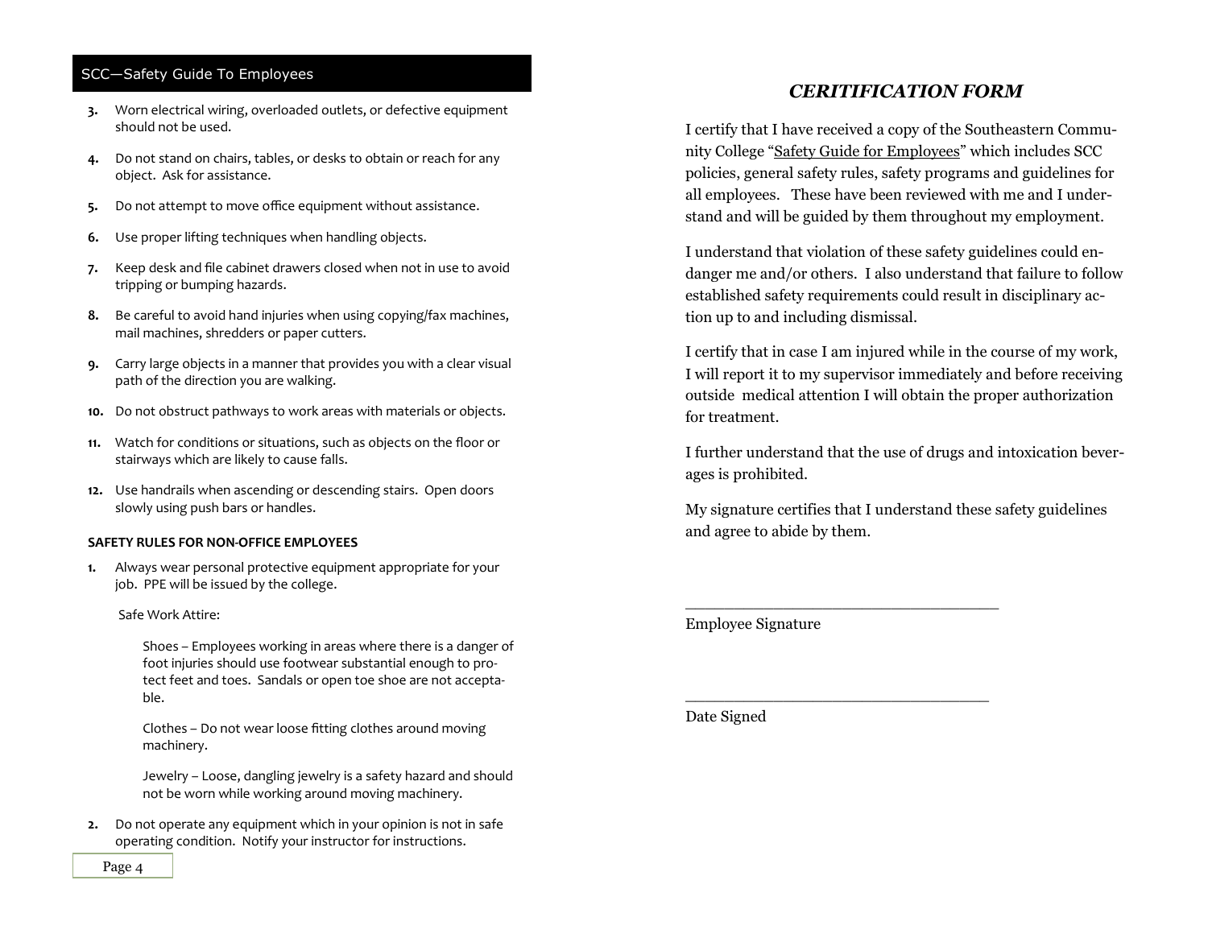3. Worn electrical wiring, overloaded outlets, or defective equipment should not be used.

4. Do not stand on chairs, tables, or desks to obtain or reach for any object. Ask for assistance.

5. Do not attempt to move office equipment without assistance.

6. Use proper lifting techniques when handling objects.

7. Keep desk and file cabinet drawers closed when not in use to avoid tripping or bumping hazards.

8. Be careful to avoid hand injuries when using copying/fax machines, mail machines, shredders or paper cutters.

9. Carry large objects in a manner that provides you with a clear visual path of the direction you are walking.

10. Do not obstruct pathways to work areas with materials or objects.

11. Watch for conditions or situations, such as objects on the floor or stairways which are likely to cause falls.

12. Use handrails when ascending or descending stairs. Open doors slowly using push bars or handles.

**SAFETY RULES FOR NON-OFFICE EMPLOYEES**

1. Always wear personal protective equipment appropriate for your job. PPE will be issued by the college.

   Safe Work Attire:

   Shoes – Employees working in areas where there is a danger of foot injuries should use footwear substantial enough to protect feet and toes. Sandals or open toe shoe are not acceptable.

   Clothes – Do not wear loose fitting clothes around moving machinery.

   Jewelry – Loose, dangling jewelry is a safety hazard and should not be worn while working around moving machinery.

2. Do not operate any equipment which in your opinion is not in safe operating condition. Notify your instructor for instructions.

## *CERITIFICATION FORM*

I certify that I have received a copy of the Southeastern Community College "Safety Guide for Employees" which includes SCC policies, general safety rules, safety programs and guidelines for all employees. These have been reviewed with me and I understand and will be guided by them throughout my employment.

I understand that violation of these safety guidelines could endanger me and/or others. I also understand that failure to follow established safety requirements could result in disciplinary action up to and including dismissal.

I certify that in case I am injured while in the course of my work, I will report it to my supervisor immediately and before receiving outside medical attention I will obtain the proper authorization for treatment.

I further understand that the use of drugs and intoxication beverages is prohibited.

My signature certifies that I understand these safety guidelines and agree to abide by them.

\_\_\_\_\_\_\_\_\_\_\_\_\_\_\_\_\_\_\_\_\_\_\_\_\_\_\_\_\_\_\_\_\_\_\_\_

Employee Signature

\_\_\_\_\_\_\_\_\_\_\_\_\_\_\_\_\_\_\_\_\_\_\_\_\_\_\_\_\_\_\_\_\_\_\_\_

Date Signed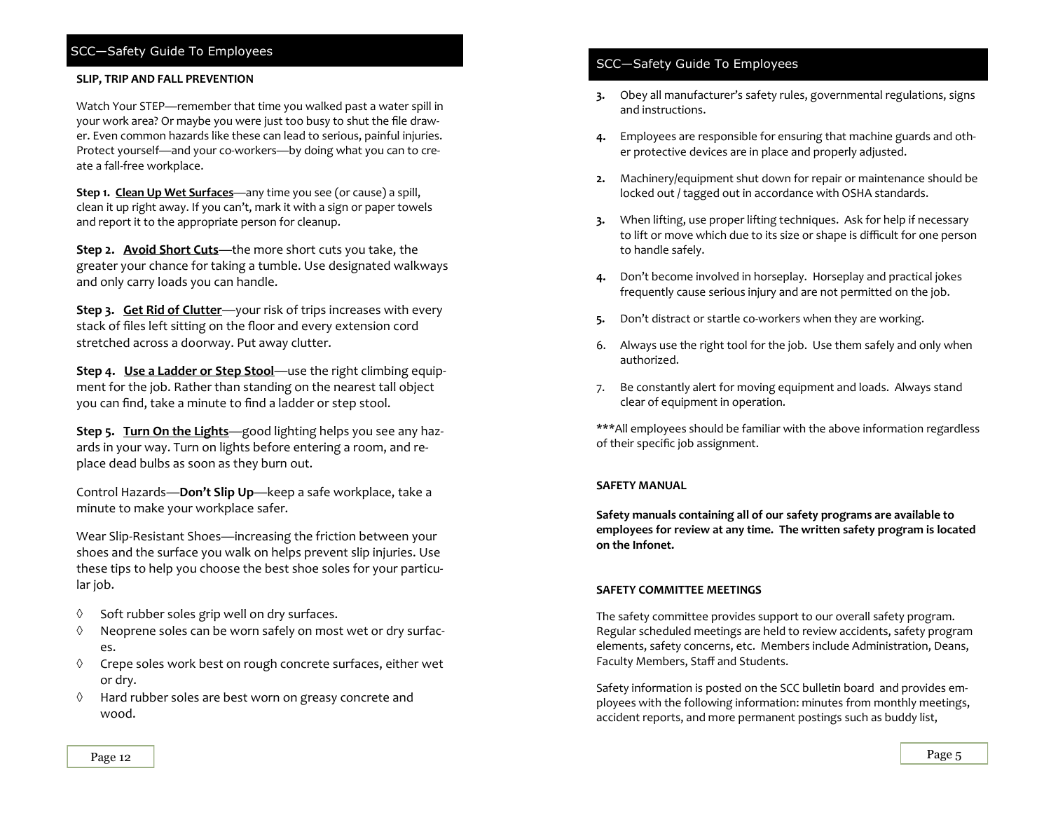## SLIP, TRIP AND FALL PREVENTION

Watch Your STEP—remember that time you walked past a water spill in your work area? Or maybe you were just too busy to shut the file drawer. Even common hazards like these can lead to serious, painful injuries. Protect yourself—and your co-workers—by doing what you can to create a fall-free workplace.

**Step 1. Clean Up Wet Surfaces**—any time you see (or cause) a spill, clean it up right away. If you can't, mark it with a sign or paper towels and report it to the appropriate person for cleanup.

**Step 2. Avoid Short Cuts**—the more short cuts you take, the greater your chance for taking a tumble. Use designated walkways and only carry loads you can handle.

**Step 3. Get Rid of Clutter**—your risk of trips increases with every stack of files left sitting on the floor and every extension cord stretched across a doorway. Put away clutter.

**Step 4. Use a Ladder or Step Stool**—use the right climbing equipment for the job. Rather than standing on the nearest tall object you can find, take a minute to find a ladder or step stool.

**Step 5. Turn On the Lights**—good lighting helps you see any hazards in your way. Turn on lights before entering a room, and replace dead bulbs as soon as they burn out.

Control Hazards—**Don't Slip Up**—keep a safe workplace, take a minute to make your workplace safer.

Wear Slip-Resistant Shoes—increasing the friction between your shoes and the surface you walk on helps prevent slip injuries. Use these tips to help you choose the best shoe soles for your particular job.

- Soft rubber soles grip well on dry surfaces.
- Neoprene soles can be worn safely on most wet or dry surfaces.
- Crepe soles work best on rough concrete surfaces, either wet or dry.
- Hard rubber soles are best worn on greasy concrete and wood.

3. Obey all manufacturer's safety rules, governmental regulations, signs and instructions.
4. Employees are responsible for ensuring that machine guards and other protective devices are in place and properly adjusted.
2. Machinery/equipment shut down for repair or maintenance should be locked out / tagged out in accordance with OSHA standards.
3. When lifting, use proper lifting techniques. Ask for help if necessary to lift or move which due to its size or shape is difficult for one person to handle safely.
4. Don't become involved in horseplay. Horseplay and practical jokes frequently cause serious injury and are not permitted on the job.
5. Don't distract or startle co-workers when they are working.
6. Always use the right tool for the job. Use them safely and only when authorized.
7. Be constantly alert for moving equipment and loads. Always stand clear of equipment in operation.

***All employees should be familiar with the above information regardless of their specific job assignment.

## SAFETY MANUAL

**Safety manuals containing all of our safety programs are available to employees for review at any time. The written safety program is located on the Infonet.**

## SAFETY COMMITTEE MEETINGS

The safety committee provides support to our overall safety program. Regular scheduled meetings are held to review accidents, safety program elements, safety concerns, etc. Members include Administration, Deans, Faculty Members, Staff and Students.

Safety information is posted on the SCC bulletin board and provides employees with the following information: minutes from monthly meetings, accident reports, and more permanent postings such as buddy list,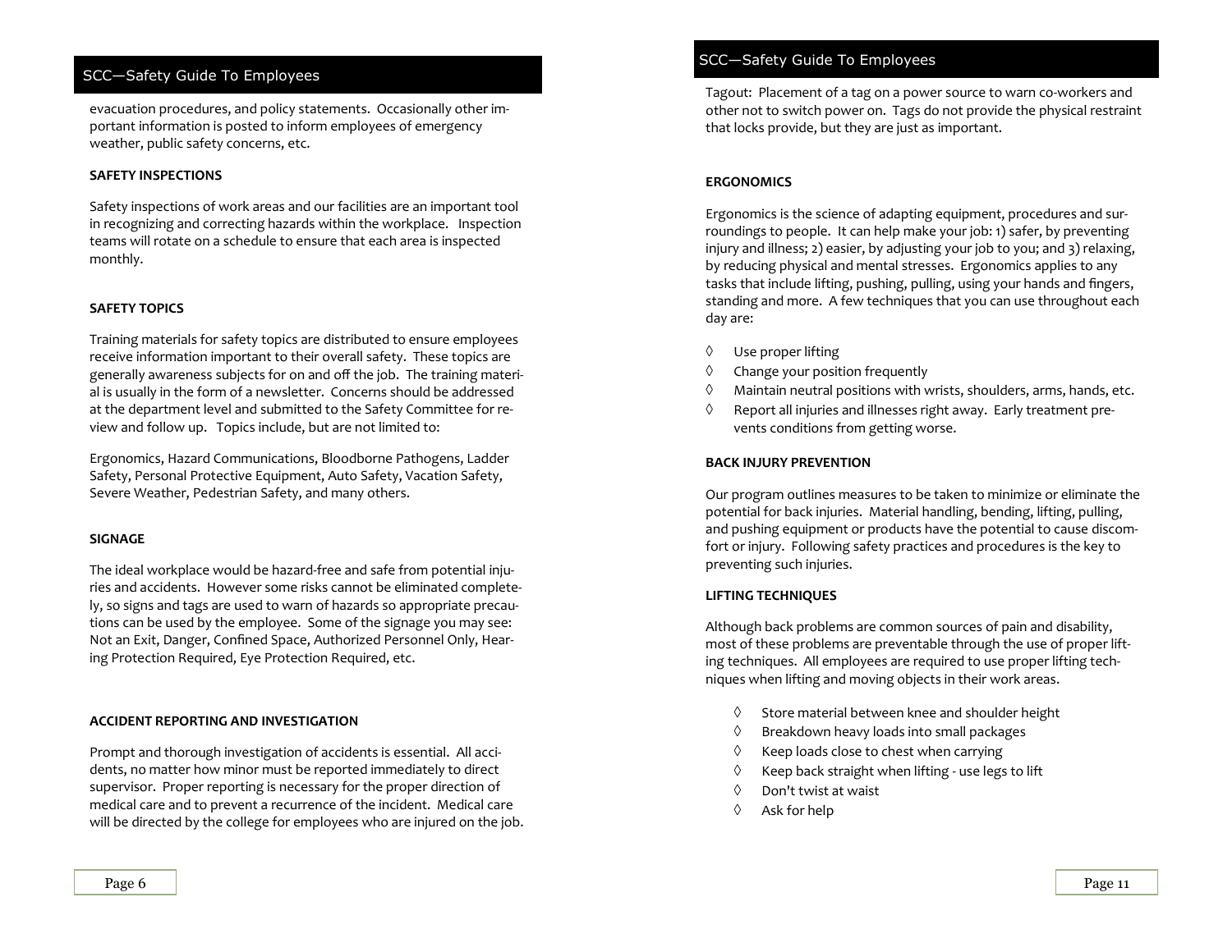evacuation procedures, and policy statements. Occasionally other important information is posted to inform employees of emergency weather, public safety concerns, etc.

**SAFETY INSPECTIONS**

Safety inspections of work areas and our facilities are an important tool in recognizing and correcting hazards within the workplace. Inspection teams will rotate on a schedule to ensure that each area is inspected monthly.

**SAFETY TOPICS**

Training materials for safety topics are distributed to ensure employees receive information important to their overall safety. These topics are generally awareness subjects for on and off the job. The training material is usually in the form of a newsletter. Concerns should be addressed at the department level and submitted to the Safety Committee for review and follow up. Topics include, but are not limited to:

Ergonomics, Hazard Communications, Bloodborne Pathogens, Ladder Safety, Personal Protective Equipment, Auto Safety, Vacation Safety, Severe Weather, Pedestrian Safety, and many others.

**SIGNAGE**

The ideal workplace would be hazard-free and safe from potential injuries and accidents. However some risks cannot be eliminated completely, so signs and tags are used to warn of hazards so appropriate precautions can be used by the employee. Some of the signage you may see: Not an Exit, Danger, Confined Space, Authorized Personnel Only, Hearing Protection Required, Eye Protection Required, etc.

**ACCIDENT REPORTING AND INVESTIGATION**

Prompt and thorough investigation of accidents is essential. All accidents, no matter how minor must be reported immediately to direct supervisor. Proper reporting is necessary for the proper direction of medical care and to prevent a recurrence of the incident. Medical care will be directed by the college for employees who are injured on the job.

Tagout: Placement of a tag on a power source to warn co-workers and other not to switch power on. Tags do not provide the physical restraint that locks provide, but they are just as important.

**ERGONOMICS**

Ergonomics is the science of adapting equipment, procedures and surroundings to people. It can help make your job: 1) safer, by preventing injury and illness; 2) easier, by adjusting your job to you; and 3) relaxing, by reducing physical and mental stresses. Ergonomics applies to any tasks that include lifting, pushing, pulling, using your hands and fingers, standing and more. A few techniques that you can use throughout each day are:

- Use proper lifting
- Change your position frequently
- Maintain neutral positions with wrists, shoulders, arms, hands, etc.
- Report all injuries and illnesses right away. Early treatment prevents conditions from getting worse.

**BACK INJURY PREVENTION**

Our program outlines measures to be taken to minimize or eliminate the potential for back injuries. Material handling, bending, lifting, pulling, and pushing equipment or products have the potential to cause discomfort or injury. Following safety practices and procedures is the key to preventing such injuries.

**LIFTING TECHNIQUES**

Although back problems are common sources of pain and disability, most of these problems are preventable through the use of proper lifting techniques. All employees are required to use proper lifting techniques when lifting and moving objects in their work areas.

- Store material between knee and shoulder height
- Breakdown heavy loads into small packages
- Keep loads close to chest when carrying
- Keep back straight when lifting - use legs to lift
- Don't twist at waist
- Ask for help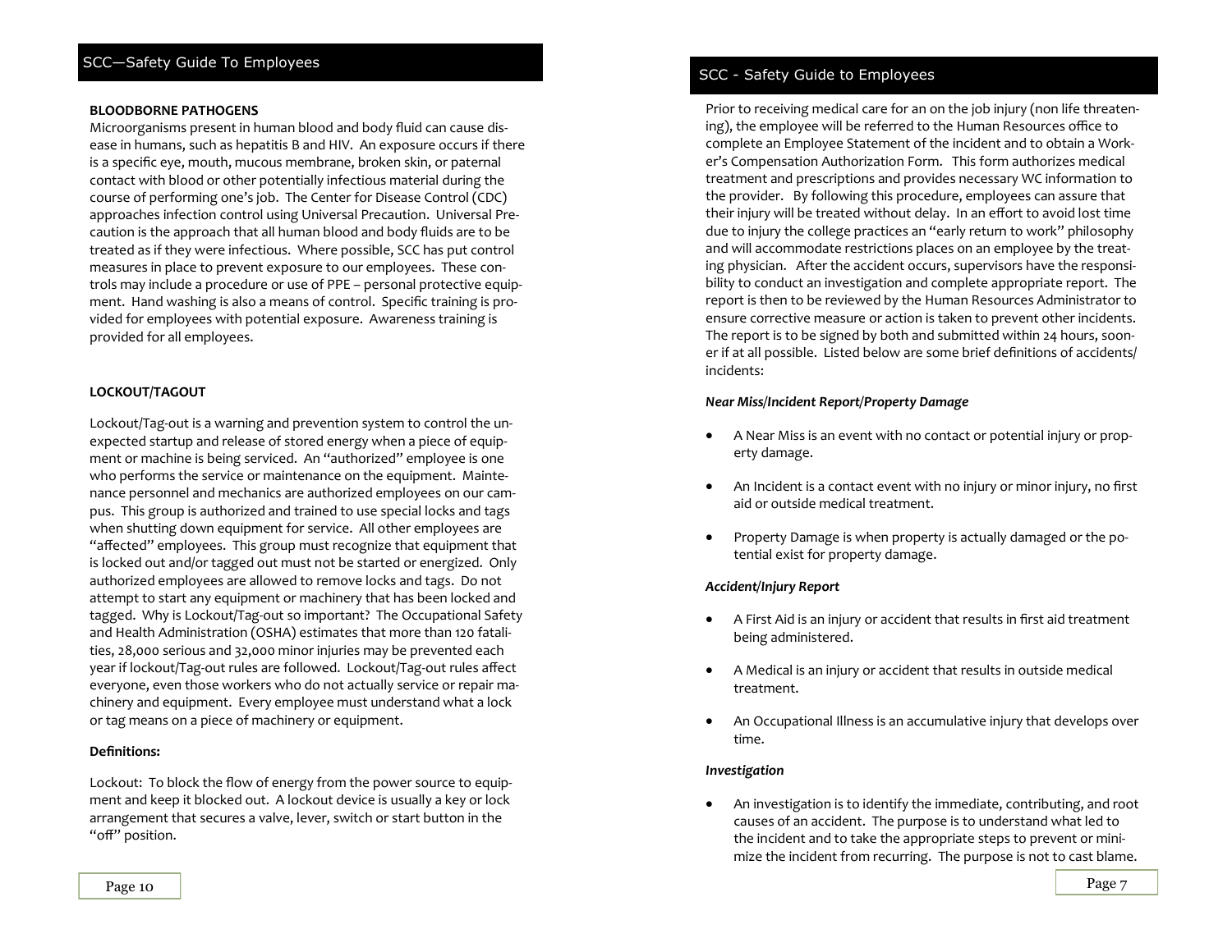## BLOODBORNE PATHOGENS

Microorganisms present in human blood and body fluid can cause disease in humans, such as hepatitis B and HIV. An exposure occurs if there is a specific eye, mouth, mucous membrane, broken skin, or paternal contact with blood or other potentially infectious material during the course of performing one's job. The Center for Disease Control (CDC) approaches infection control using Universal Precaution. Universal Precaution is the approach that all human blood and body fluids are to be treated as if they were infectious. Where possible, SCC has put control measures in place to prevent exposure to our employees. These controls may include a procedure or use of PPE – personal protective equipment. Hand washing is also a means of control. Specific training is provided for employees with potential exposure. Awareness training is provided for all employees.

## LOCKOUT/TAGOUT

Lockout/Tag-out is a warning and prevention system to control the unexpected startup and release of stored energy when a piece of equipment or machine is being serviced. An "authorized" employee is one who performs the service or maintenance on the equipment. Maintenance personnel and mechanics are authorized employees on our campus. This group is authorized and trained to use special locks and tags when shutting down equipment for service. All other employees are "affected" employees. This group must recognize that equipment that is locked out and/or tagged out must not be started or energized. Only authorized employees are allowed to remove locks and tags. Do not attempt to start any equipment or machinery that has been locked and tagged. Why is Lockout/Tag-out so important? The Occupational Safety and Health Administration (OSHA) estimates that more than 120 fatalities, 28,000 serious and 32,000 minor injuries may be prevented each year if lockout/Tag-out rules are followed. Lockout/Tag-out rules affect everyone, even those workers who do not actually service or repair machinery and equipment. Every employee must understand what a lock or tag means on a piece of machinery or equipment.

**Definitions:**

Lockout: To block the flow of energy from the power source to equipment and keep it blocked out. A lockout device is usually a key or lock arrangement that secures a valve, lever, switch or start button in the "off" position.

Prior to receiving medical care for an on the job injury (non life threatening), the employee will be referred to the Human Resources office to complete an Employee Statement of the incident and to obtain a Worker's Compensation Authorization Form. This form authorizes medical treatment and prescriptions and provides necessary WC information to the provider. By following this procedure, employees can assure that their injury will be treated without delay. In an effort to avoid lost time due to injury the college practices an "early return to work" philosophy and will accommodate restrictions places on an employee by the treating physician. After the accident occurs, supervisors have the responsibility to conduct an investigation and complete appropriate report. The report is then to be reviewed by the Human Resources Administrator to ensure corrective measure or action is taken to prevent other incidents. The report is to be signed by both and submitted within 24 hours, sooner if at all possible. Listed below are some brief definitions of accidents/ incidents:

***Near Miss/Incident Report/Property Damage***

- A Near Miss is an event with no contact or potential injury or property damage.
- An Incident is a contact event with no injury or minor injury, no first aid or outside medical treatment.
- Property Damage is when property is actually damaged or the potential exist for property damage.

***Accident/Injury Report***

- A First Aid is an injury or accident that results in first aid treatment being administered.
- A Medical is an injury or accident that results in outside medical treatment.
- An Occupational Illness is an accumulative injury that develops over time.

***Investigation***

- An investigation is to identify the immediate, contributing, and root causes of an accident. The purpose is to understand what led to the incident and to take the appropriate steps to prevent or minimize the incident from recurring. The purpose is not to cast blame.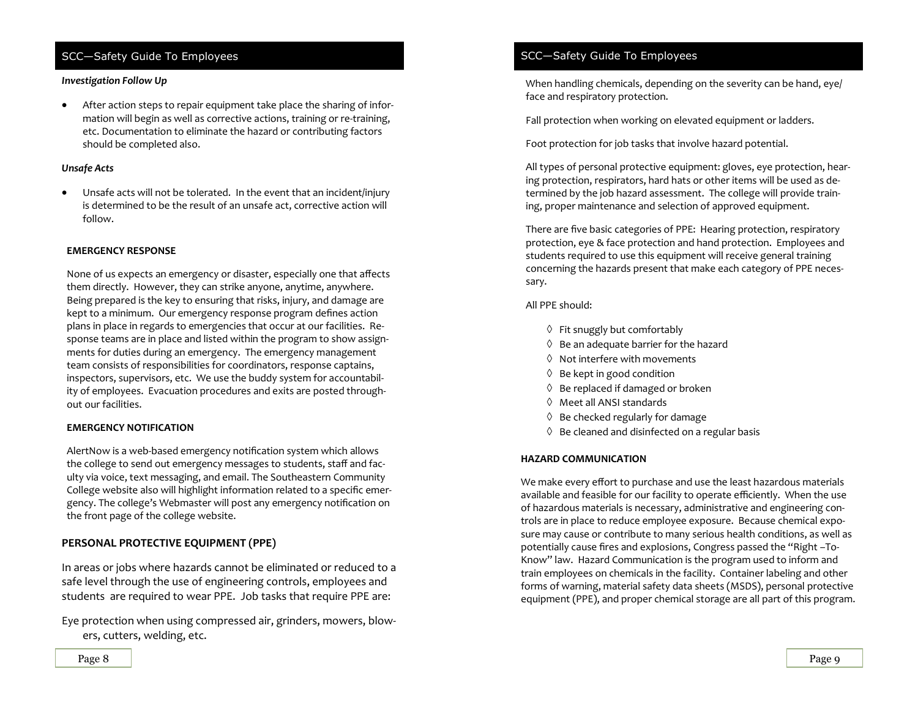*Investigation Follow Up*

- After action steps to repair equipment take place the sharing of information will begin as well as corrective actions, training or re-training, etc. Documentation to eliminate the hazard or contributing factors should be completed also.

*Unsafe Acts*

- Unsafe acts will not be tolerated. In the event that an incident/injury is determined to be the result of an unsafe act, corrective action will follow.

**EMERGENCY RESPONSE**

None of us expects an emergency or disaster, especially one that affects them directly. However, they can strike anyone, anytime, anywhere. Being prepared is the key to ensuring that risks, injury, and damage are kept to a minimum. Our emergency response program defines action plans in place in regards to emergencies that occur at our facilities. Response teams are in place and listed within the program to show assignments for duties during an emergency. The emergency management team consists of responsibilities for coordinators, response captains, inspectors, supervisors, etc. We use the buddy system for accountability of employees. Evacuation procedures and exits are posted throughout our facilities.

**EMERGENCY NOTIFICATION**

AlertNow is a web-based emergency notification system which allows the college to send out emergency messages to students, staff and faculty via voice, text messaging, and email. The Southeastern Community College website also will highlight information related to a specific emergency. The college's Webmaster will post any emergency notification on the front page of the college website.

## PERSONAL PROTECTIVE EQUIPMENT (PPE)

In areas or jobs where hazards cannot be eliminated or reduced to a safe level through the use of engineering controls, employees and students are required to wear PPE. Job tasks that require PPE are:

Eye protection when using compressed air, grinders, mowers, blowers, cutters, welding, etc.

When handling chemicals, depending on the severity can be hand, eye/face and respiratory protection.

Fall protection when working on elevated equipment or ladders.

Foot protection for job tasks that involve hazard potential.

All types of personal protective equipment: gloves, eye protection, hearing protection, respirators, hard hats or other items will be used as determined by the job hazard assessment. The college will provide training, proper maintenance and selection of approved equipment.

There are five basic categories of PPE: Hearing protection, respiratory protection, eye & face protection and hand protection. Employees and students required to use this equipment will receive general training concerning the hazards present that make each category of PPE necessary.

All PPE should:

- Fit snuggly but comfortably
- Be an adequate barrier for the hazard
- Not interfere with movements
- Be kept in good condition
- Be replaced if damaged or broken
- Meet all ANSI standards
- Be checked regularly for damage
- Be cleaned and disinfected on a regular basis

**HAZARD COMMUNICATION**

We make every effort to purchase and use the least hazardous materials available and feasible for our facility to operate efficiently. When the use of hazardous materials is necessary, administrative and engineering controls are in place to reduce employee exposure. Because chemical exposure may cause or contribute to many serious health conditions, as well as potentially cause fires and explosions, Congress passed the "Right –To-Know" law. Hazard Communication is the program used to inform and train employees on chemicals in the facility. Container labeling and other forms of warning, material safety data sheets (MSDS), personal protective equipment (PPE), and proper chemical storage are all part of this program.